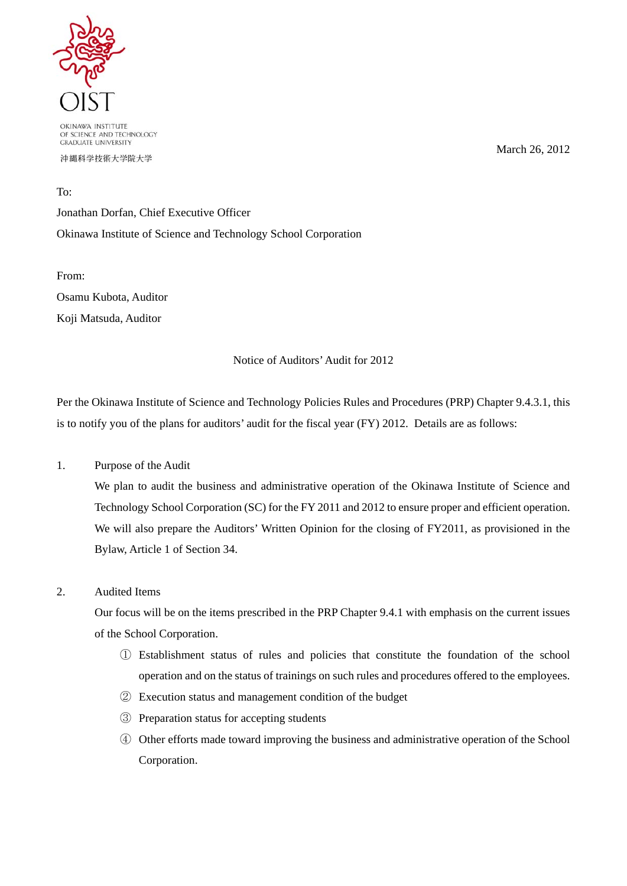OIST

OKINAWA INSTITUTE
OF SCIENCE AND TECHNOLOGY
GRADUATE UNIVERSITY

沖縄科学技術大学院大学

March 26, 2012

To:

Jonathan Dorfan, Chief Executive Officer

Okinawa Institute of Science and Technology School Corporation

From:

Osamu Kubota, Auditor

Koji Matsuda, Auditor

## Notice of Auditors' Audit for 2012

Per the Okinawa Institute of Science and Technology Policies Rules and Procedures (PRP) Chapter 9.4.3.1, this is to notify you of the plans for auditors' audit for the fiscal year (FY) 2012. Details are as follows:

1. Purpose of the Audit

   We plan to audit the business and administrative operation of the Okinawa Institute of Science and Technology School Corporation (SC) for the FY 2011 and 2012 to ensure proper and efficient operation. We will also prepare the Auditors' Written Opinion for the closing of FY2011, as provisioned in the Bylaw, Article 1 of Section 34.

2. Audited Items

   Our focus will be on the items prescribed in the PRP Chapter 9.4.1 with emphasis on the current issues of the School Corporation.

   ① Establishment status of rules and policies that constitute the foundation of the school operation and on the status of trainings on such rules and procedures offered to the employees.

   ② Execution status and management condition of the budget

   ③ Preparation status for accepting students

   ④ Other efforts made toward improving the business and administrative operation of the School Corporation.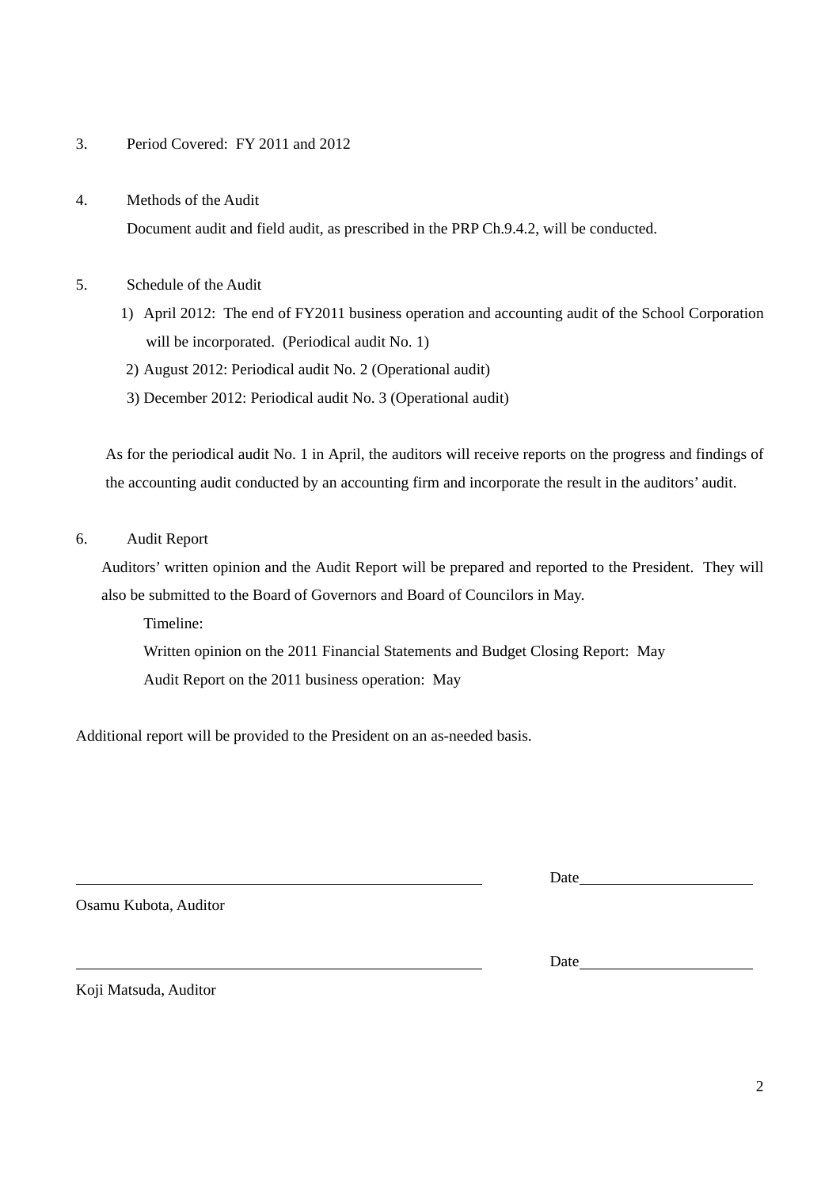3. Period Covered: FY 2011 and 2012

4. Methods of the Audit

   Document audit and field audit, as prescribed in the PRP Ch.9.4.2, will be conducted.

5. Schedule of the Audit

   1) April 2012: The end of FY2011 business operation and accounting audit of the School Corporation will be incorporated. (Periodical audit No. 1)
   2) August 2012: Periodical audit No. 2 (Operational audit)
   3) December 2012: Periodical audit No. 3 (Operational audit)

   As for the periodical audit No. 1 in April, the auditors will receive reports on the progress and findings of the accounting audit conducted by an accounting firm and incorporate the result in the auditors' audit.

6. Audit Report

   Auditors' written opinion and the Audit Report will be prepared and reported to the President. They will also be submitted to the Board of Governors and Board of Councilors in May.

   Timeline:

   Written opinion on the 2011 Financial Statements and Budget Closing Report: May

   Audit Report on the 2011 business operation: May

Additional report will be provided to the President on an as-needed basis.

______________________________ Date______________

Osamu Kubota, Auditor

______________________________ Date______________

Koji Matsuda, Auditor